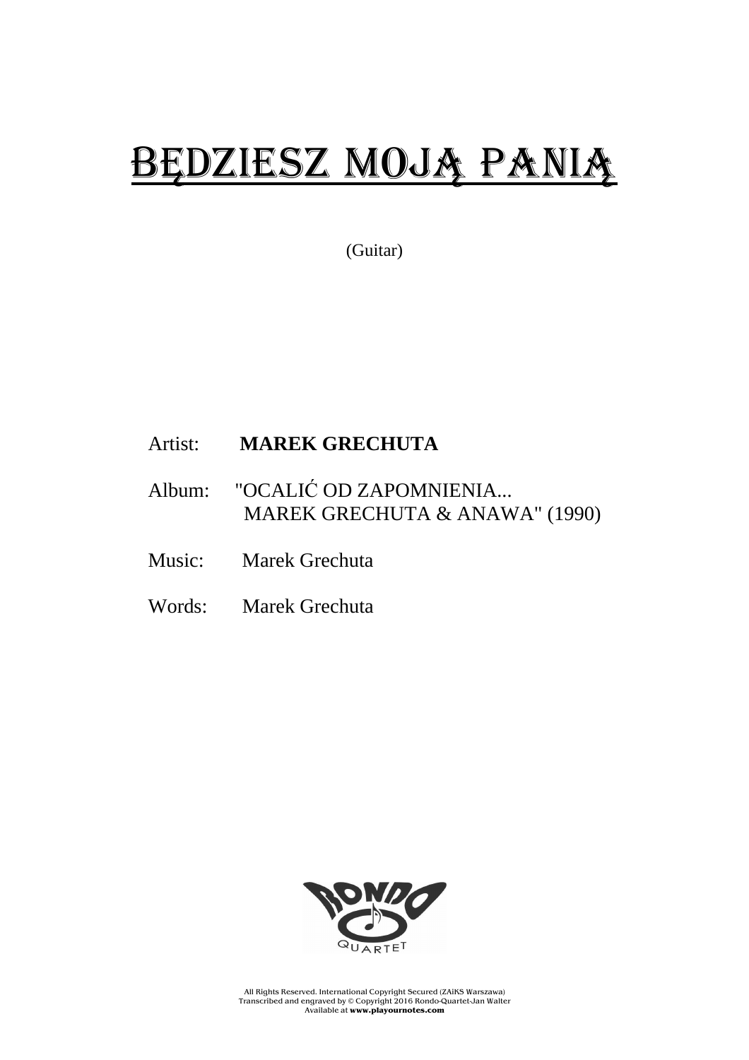# BĘDZIESZ MOJĄ PANIĄ

(Guitar)

Artist: **MAREK GRECHUTA**

Album: "OCALIĆ OD ZAPOMNIENIA... MAREK GRECHUTA & ANAWA" (1990)

Music: Marek Grechuta

Words: Marek Grechuta

All Rights Reserved. International Copyright Secured (ZAiKS Warszawa)
Transcribed and engraved by © Copyright 2016 Rondo-Quartet-Jan Walter
Available at **www.playournotes.com**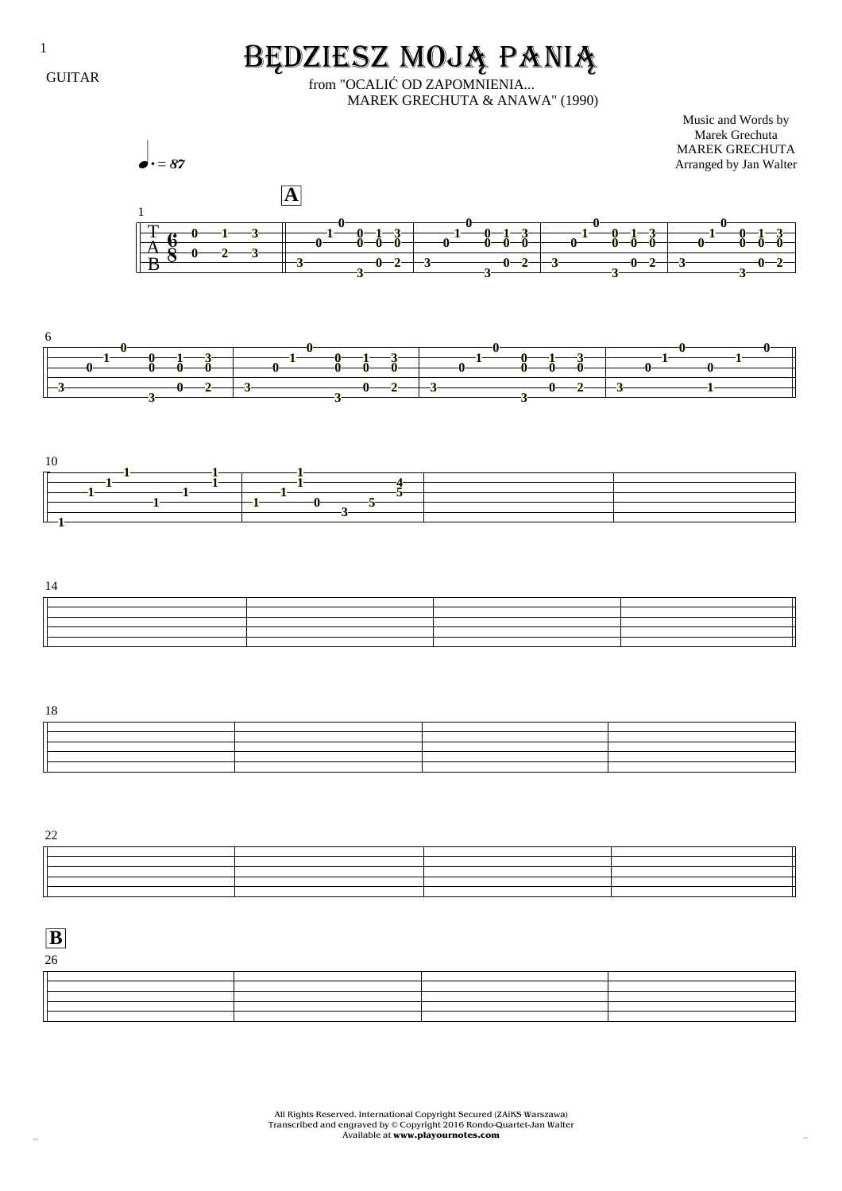# BĘDZIESZ MOJĄ PANIĄ

GUITAR

from "OCALIĆ OD ZAPOMNIENIA... MAREK GRECHUTA & ANAWA" (1990)

Music and Words by
Marek Grechuta
MAREK GRECHUTA
Arranged by Jan Walter

♩. = 87

A

B

All Rights Reserved. International Copyright Secured (ZAiKS Warszawa)
Transcribed and engraved by © Copyright 2016 Rondo-Quartet-Jan Walter
Available at **www.playournotes.com**